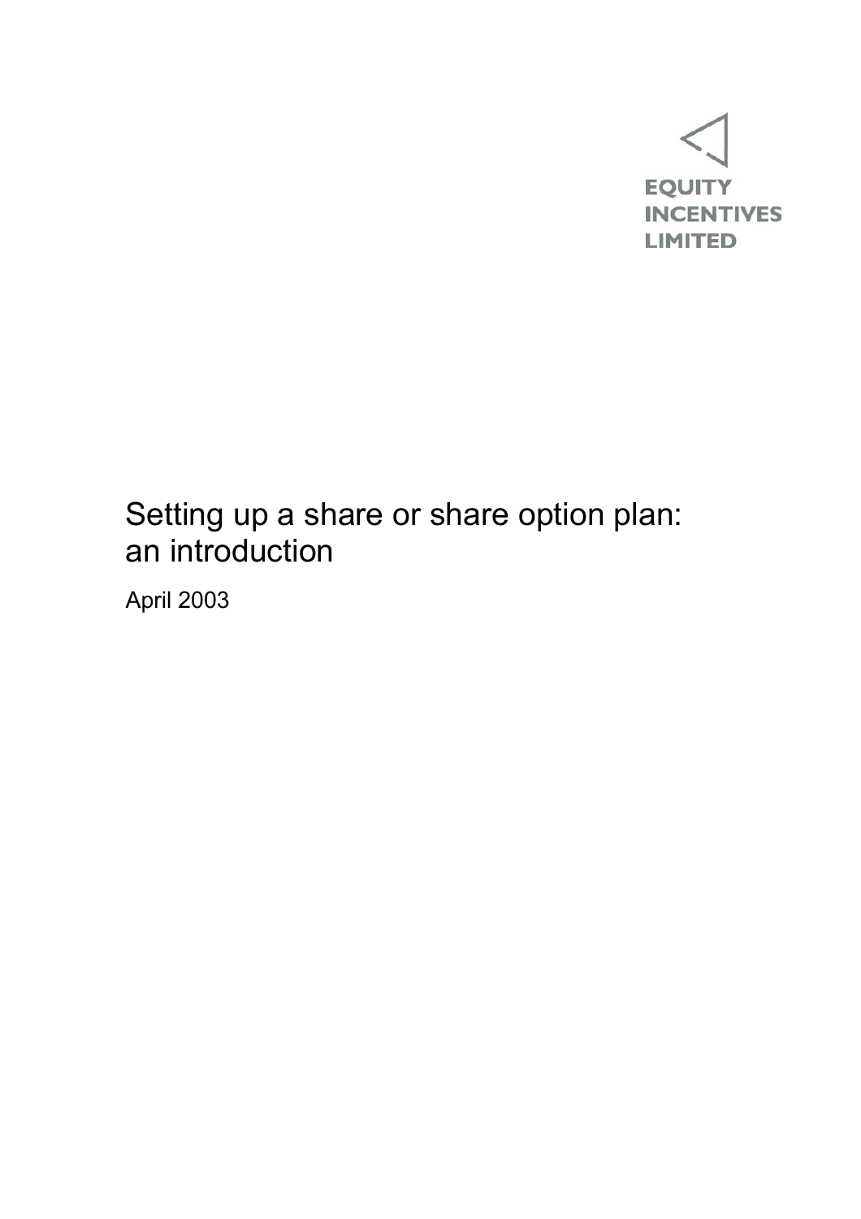EQUITY
INCENTIVES
LIMITED

# Setting up a share or share option plan: an introduction

April 2003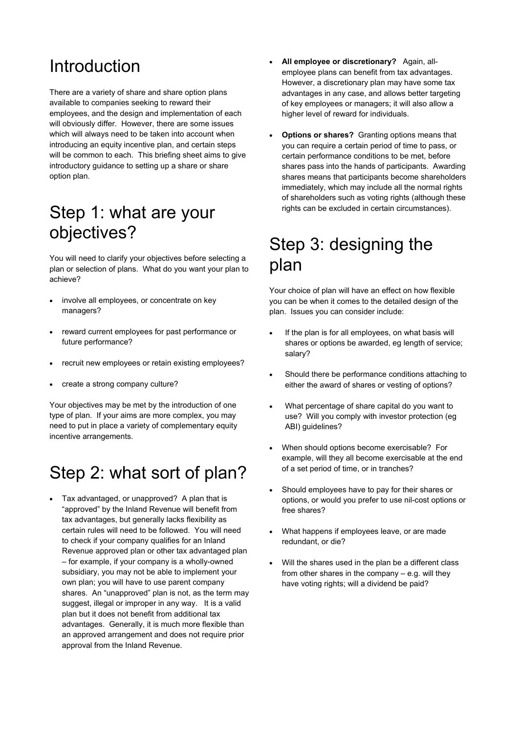# Introduction

There are a variety of share and share option plans available to companies seeking to reward their employees, and the design and implementation of each will obviously differ. However, there are some issues which will always need to be taken into account when introducing an equity incentive plan, and certain steps will be common to each. This briefing sheet aims to give introductory guidance to setting up a share or share option plan.

# Step 1: what are your objectives?

You will need to clarify your objectives before selecting a plan or selection of plans. What do you want your plan to achieve?

- involve all employees, or concentrate on key managers?
- reward current employees for past performance or future performance?
- recruit new employees or retain existing employees?
- create a strong company culture?

Your objectives may be met by the introduction of one type of plan. If your aims are more complex, you may need to put in place a variety of complementary equity incentive arrangements.

# Step 2: what sort of plan?

- Tax advantaged, or unapproved? A plan that is "approved" by the Inland Revenue will benefit from tax advantages, but generally lacks flexibility as certain rules will need to be followed. You will need to check if your company qualifies for an Inland Revenue approved plan or other tax advantaged plan – for example, if your company is a wholly-owned subsidiary, you may not be able to implement your own plan; you will have to use parent company shares. An "unapproved" plan is not, as the term may suggest, illegal or improper in any way. It is a valid plan but it does not benefit from additional tax advantages. Generally, it is much more flexible than an approved arrangement and does not require prior approval from the Inland Revenue.
- **All employee or discretionary?** Again, all-employee plans can benefit from tax advantages. However, a discretionary plan may have some tax advantages in any case, and allows better targeting of key employees or managers; it will also allow a higher level of reward for individuals.
- **Options or shares?** Granting options means that you can require a certain period of time to pass, or certain performance conditions to be met, before shares pass into the hands of participants. Awarding shares means that participants become shareholders immediately, which may include all the normal rights of shareholders such as voting rights (although these rights can be excluded in certain circumstances).

# Step 3: designing the plan

Your choice of plan will have an effect on how flexible you can be when it comes to the detailed design of the plan. Issues you can consider include:

- If the plan is for all employees, on what basis will shares or options be awarded, eg length of service; salary?
- Should there be performance conditions attaching to either the award of shares or vesting of options?
- What percentage of share capital do you want to use? Will you comply with investor protection (eg ABI) guidelines?
- When should options become exercisable? For example, will they all become exercisable at the end of a set period of time, or in tranches?
- Should employees have to pay for their shares or options, or would you prefer to use nil-cost options or free shares?
- What happens if employees leave, or are made redundant, or die?
- Will the shares used in the plan be a different class from other shares in the company – e.g. will they have voting rights; will a dividend be paid?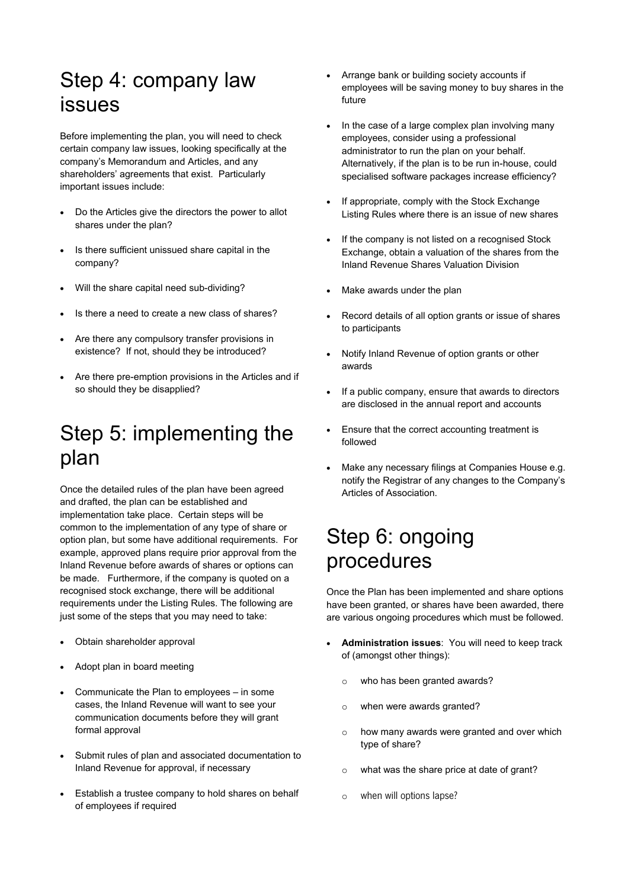# Step 4: company law issues

Before implementing the plan, you will need to check certain company law issues, looking specifically at the company's Memorandum and Articles, and any shareholders' agreements that exist. Particularly important issues include:

- Do the Articles give the directors the power to allot shares under the plan?
- Is there sufficient unissued share capital in the company?
- Will the share capital need sub-dividing?
- Is there a need to create a new class of shares?
- Are there any compulsory transfer provisions in existence? If not, should they be introduced?
- Are there pre-emption provisions in the Articles and if so should they be disapplied?

# Step 5: implementing the plan

Once the detailed rules of the plan have been agreed and drafted, the plan can be established and implementation take place. Certain steps will be common to the implementation of any type of share or option plan, but some have additional requirements. For example, approved plans require prior approval from the Inland Revenue before awards of shares or options can be made. Furthermore, if the company is quoted on a recognised stock exchange, there will be additional requirements under the Listing Rules. The following are just some of the steps that you may need to take:

- Obtain shareholder approval
- Adopt plan in board meeting
- Communicate the Plan to employees – in some cases, the Inland Revenue will want to see your communication documents before they will grant formal approval
- Submit rules of plan and associated documentation to Inland Revenue for approval, if necessary
- Establish a trustee company to hold shares on behalf of employees if required
- Arrange bank or building society accounts if employees will be saving money to buy shares in the future
- In the case of a large complex plan involving many employees, consider using a professional administrator to run the plan on your behalf. Alternatively, if the plan is to be run in-house, could specialised software packages increase efficiency?
- If appropriate, comply with the Stock Exchange Listing Rules where there is an issue of new shares
- If the company is not listed on a recognised Stock Exchange, obtain a valuation of the shares from the Inland Revenue Shares Valuation Division
- Make awards under the plan
- Record details of all option grants or issue of shares to participants
- Notify Inland Revenue of option grants or other awards
- If a public company, ensure that awards to directors are disclosed in the annual report and accounts
- Ensure that the correct accounting treatment is followed
- Make any necessary filings at Companies House e.g. notify the Registrar of any changes to the Company's Articles of Association.

# Step 6: ongoing procedures

Once the Plan has been implemented and share options have been granted, or shares have been awarded, there are various ongoing procedures which must be followed.

- **Administration issues**: You will need to keep track of (amongst other things):
  - who has been granted awards?
  - when were awards granted?
  - how many awards were granted and over which type of share?
  - what was the share price at date of grant?
  - when will options lapse?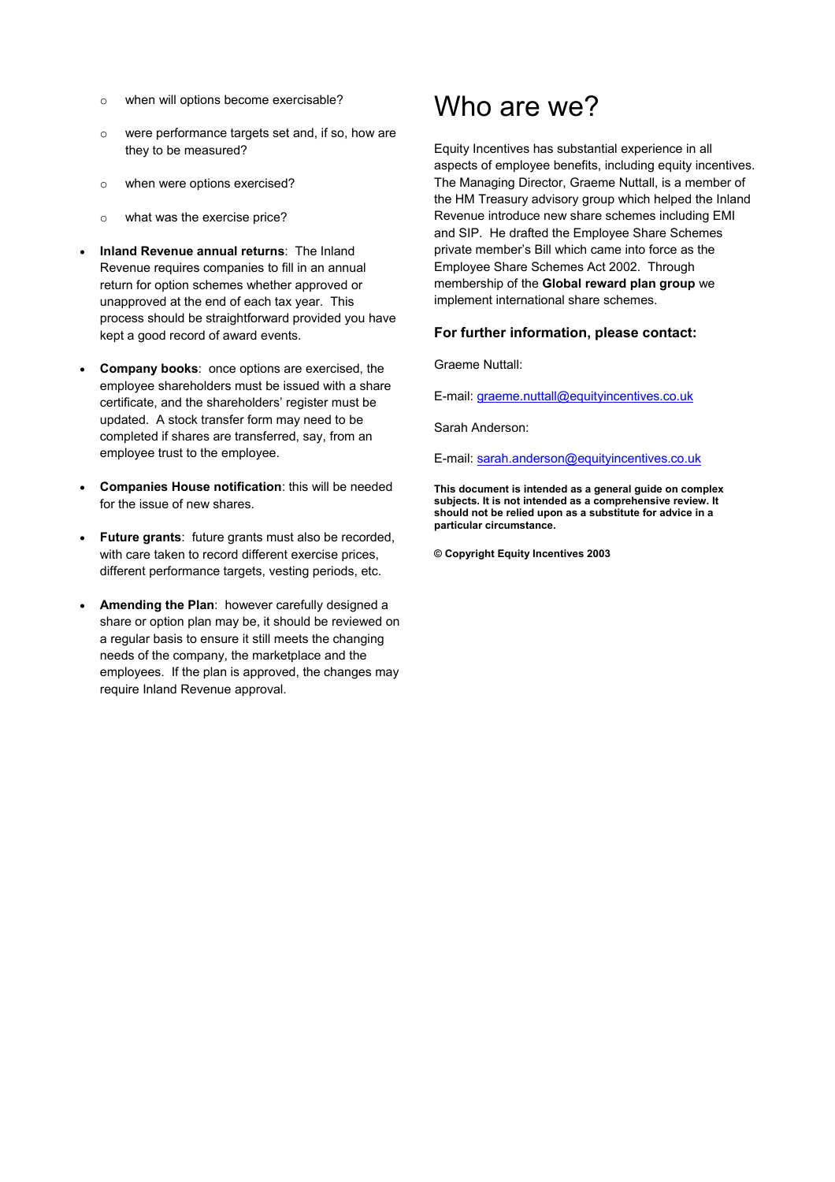- when will options become exercisable?
- were performance targets set and, if so, how are they to be measured?
- when were options exercised?
- what was the exercise price?

- **Inland Revenue annual returns**: The Inland Revenue requires companies to fill in an annual return for option schemes whether approved or unapproved at the end of each tax year. This process should be straightforward provided you have kept a good record of award events.

- **Company books**: once options are exercised, the employee shareholders must be issued with a share certificate, and the shareholders' register must be updated. A stock transfer form may need to be completed if shares are transferred, say, from an employee trust to the employee.

- **Companies House notification**: this will be needed for the issue of new shares.

- **Future grants**: future grants must also be recorded, with care taken to record different exercise prices, different performance targets, vesting periods, etc.

- **Amending the Plan**: however carefully designed a share or option plan may be, it should be reviewed on a regular basis to ensure it still meets the changing needs of the company, the marketplace and the employees. If the plan is approved, the changes may require Inland Revenue approval.

# Who are we?

Equity Incentives has substantial experience in all aspects of employee benefits, including equity incentives. The Managing Director, Graeme Nuttall, is a member of the HM Treasury advisory group which helped the Inland Revenue introduce new share schemes including EMI and SIP. He drafted the Employee Share Schemes private member's Bill which came into force as the Employee Share Schemes Act 2002. Through membership of the **Global reward plan group** we implement international share schemes.

### For further information, please contact:

Graeme Nuttall:

E-mail: graeme.nuttall@equityincentives.co.uk

Sarah Anderson:

E-mail: sarah.anderson@equityincentives.co.uk

**This document is intended as a general guide on complex subjects. It is not intended as a comprehensive review. It should not be relied upon as a substitute for advice in a particular circumstance.**

**© Copyright Equity Incentives 2003**